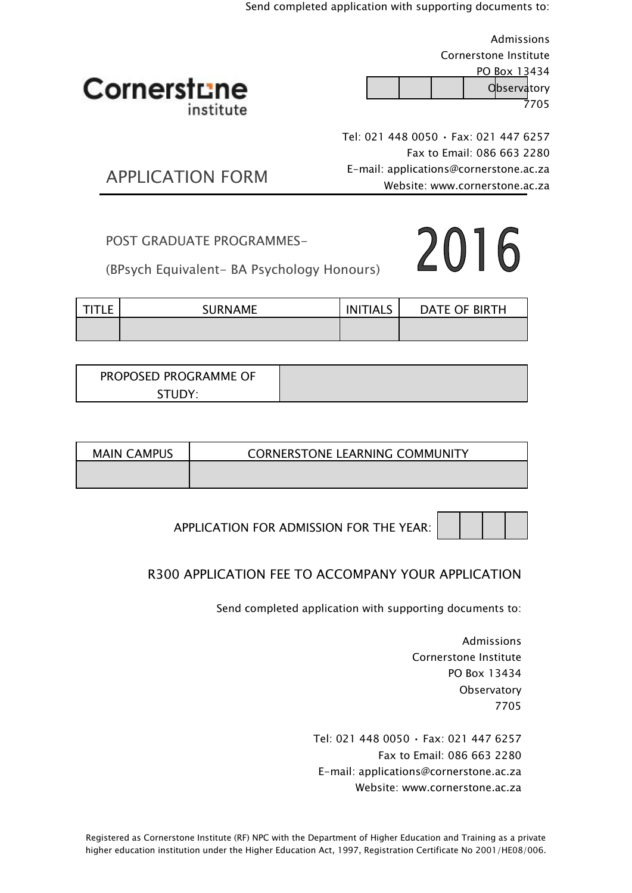Send completed application with supporting documents to:

Admissions
Cornerstone Institute
PO Box 13434
Observatory
7705

Cornerstone institute

Tel: 021 448 0050 • Fax: 021 447 6257
Fax to Email: 086 663 2280
E-mail: applications@cornerstone.ac.za
Website: www.cornerstone.ac.za

# APPLICATION FORM

## POST GRADUATE PROGRAMMES-

## (BPsych Equivalent- BA Psychology Honours)

# 2016

| TITLE | SURNAME | INITIALS | DATE OF BIRTH |
|---|---|---|---|
| | | | |

| PROPOSED PROGRAMME OF STUDY: | |
|---|---|

| MAIN CAMPUS | CORNERSTONE LEARNING COMMUNITY |
|---|---|
| | |

APPLICATION FOR ADMISSION FOR THE YEAR: | | | | |

## R300 APPLICATION FEE TO ACCOMPANY YOUR APPLICATION

Send completed application with supporting documents to:

Admissions
Cornerstone Institute
PO Box 13434
Observatory
7705

Tel: 021 448 0050 • Fax: 021 447 6257
Fax to Email: 086 663 2280
E-mail: applications@cornerstone.ac.za
Website: www.cornerstone.ac.za

Registered as Cornerstone Institute (RF) NPC with the Department of Higher Education and Training as a private higher education institution under the Higher Education Act, 1997, Registration Certificate No 2001/HE08/006.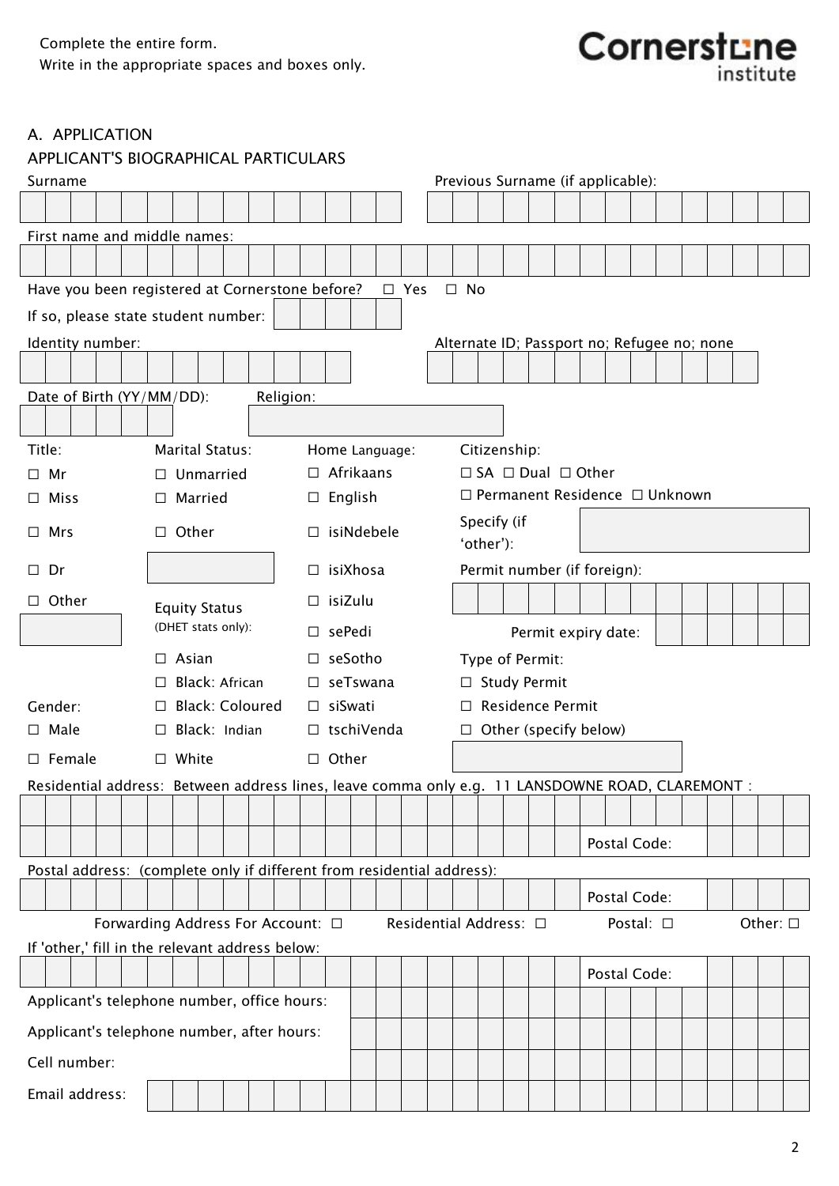Complete the entire form.
Write in the appropriate spaces and boxes only.

Cornerstone institute

## A. APPLICATION

### APPLICANT'S BIOGRAPHICAL PARTICULARS

Surname

Previous Surname (if applicable):

First name and middle names:

Have you been registered at Cornerstone before? ☐ Yes ☐ No

If so, please state student number:

Identity number:

Alternate ID; Passport no; Refugee no; none

Date of Birth (YY/MM/DD):

Religion:

Title:
☐ Mr
☐ Miss
☐ Mrs
☐ Dr
☐ Other

Marital Status:
☐ Unmarried
☐ Married
☐ Other

Home Language:
☐ Afrikaans
☐ English
☐ isiNdebele
☐ isiXhosa
☐ isiZulu
☐ sePedi
☐ seSotho
☐ seTswana
☐ siSwati
☐ tschiVenda
☐ Other

Citizenship:
☐ SA ☐ Dual ☐ Other
☐ Permanent Residence ☐ Unknown

Specify (if 'other'):

Permit number (if foreign):

Permit expiry date:

Equity Status (DHET stats only):
☐ Asian
☐ Black: African
☐ Black: Coloured
☐ Black: Indian
☐ White

Gender:
☐ Male
☐ Female

Type of Permit:
☐ Study Permit
☐ Residence Permit
☐ Other (specify below)

Residential address: Between address lines, leave comma only e.g. 11 LANSDOWNE ROAD, CLAREMONT :

Postal Code:

Postal address: (complete only if different from residential address):

Postal Code:

Forwarding Address For Account: ☐ Residential Address: ☐ Postal: ☐ Other: ☐

If 'other,' fill in the relevant address below:

Postal Code:

Applicant's telephone number, office hours:

Applicant's telephone number, after hours:

Cell number:

Email address: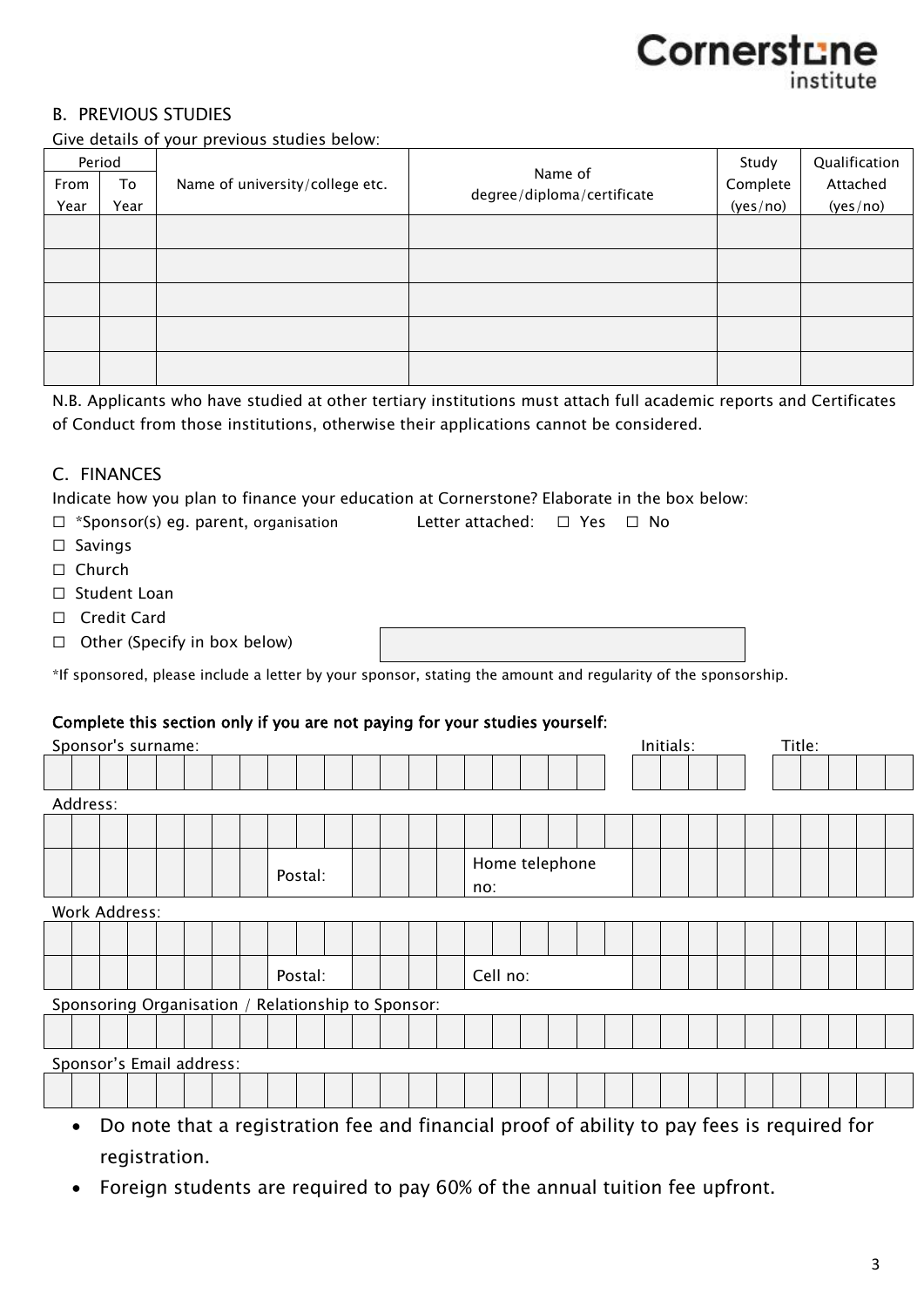## B. PREVIOUS STUDIES

Give details of your previous studies below:

| Period | | Name of university/college etc. | Name of degree/diploma/certificate | Study Complete (yes/no) | Qualification Attached (yes/no) |
|---|---|---|---|---|---|
| From Year | To Year | | | | |
| | | | | | |
| | | | | | |
| | | | | | |
| | | | | | |
| | | | | | |

N.B. Applicants who have studied at other tertiary institutions must attach full academic reports and Certificates of Conduct from those institutions, otherwise their applications cannot be considered.

## C. FINANCES

Indicate how you plan to finance your education at Cornerstone? Elaborate in the box below:

- ☐ *Sponsor(s) eg. parent, organisation  Letter attached: ☐ Yes ☐ No
- ☐ Savings
- ☐ Church
- ☐ Student Loan
- ☐ Credit Card
- ☐ Other (Specify in box below)

*If sponsored, please include a letter by your sponsor, stating the amount and regularity of the sponsorship.

**Complete this section only if you are not paying for your studies yourself:**

Sponsor's surname: Initials: Title:

Address:

Postal: Home telephone no:

Work Address:

Postal: Cell no:

Sponsoring Organisation / Relationship to Sponsor:

Sponsor's Email address:

- Do note that a registration fee and financial proof of ability to pay fees is required for registration.
- Foreign students are required to pay 60% of the annual tuition fee upfront.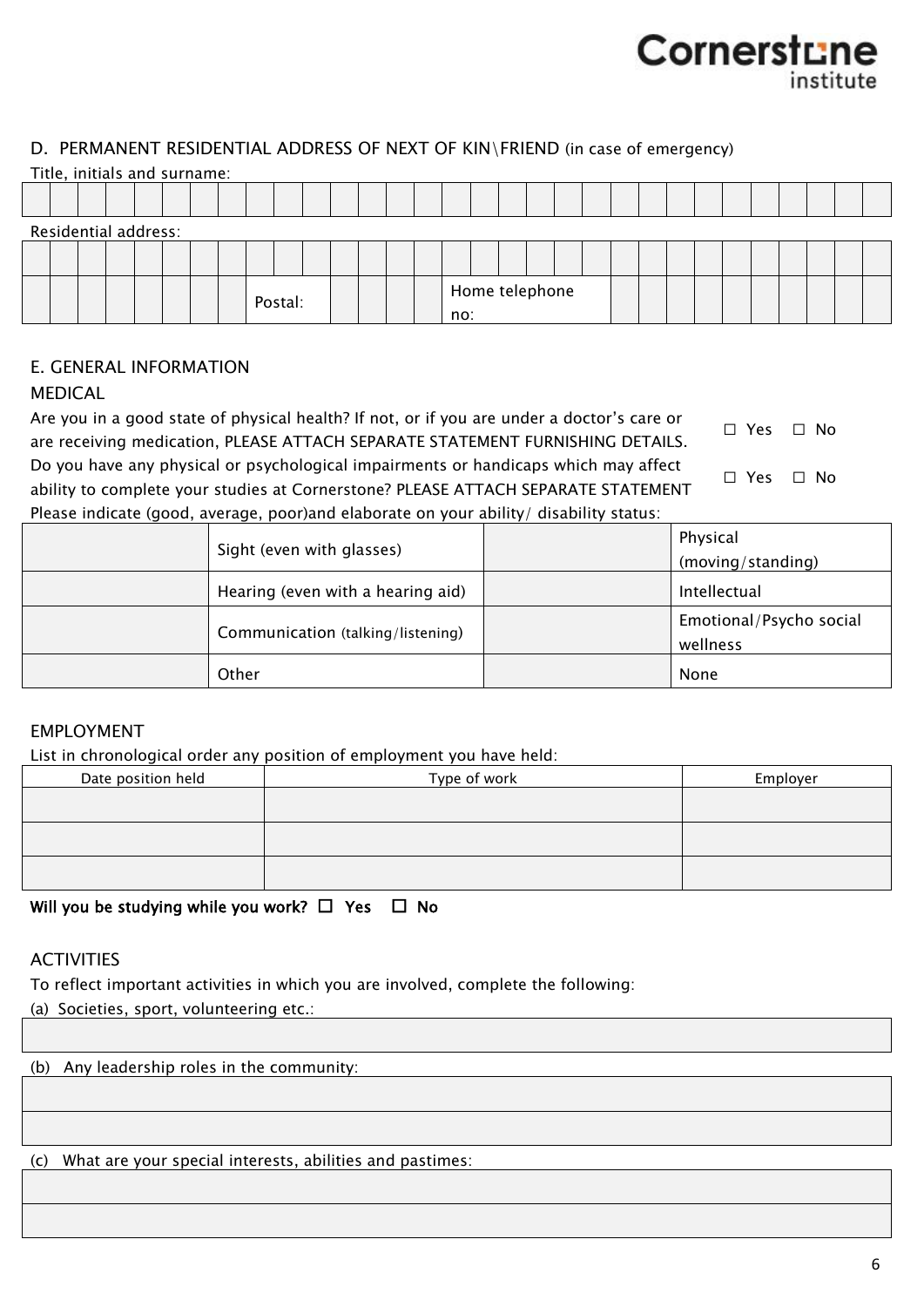## D. PERMANENT RESIDENTIAL ADDRESS OF NEXT OF KIN\FRIEND (in case of emergency)

Title, initials and surname:

Residential address:

Postal: | Home telephone no:

## E. GENERAL INFORMATION

### MEDICAL

Are you in a good state of physical health? If not, or if you are under a doctor's care or are receiving medication, PLEASE ATTACH SEPARATE STATEMENT FURNISHING DETAILS. ☐ Yes ☐ No

Do you have any physical or psychological impairments or handicaps which may affect ability to complete your studies at Cornerstone? PLEASE ATTACH SEPARATE STATEMENT ☐ Yes ☐ No

Please indicate (good, average, poor)and elaborate on your ability/ disability status:

| | Sight (even with glasses) | | Physical (moving/standing) |
|---|---|---|---|
| | Hearing (even with a hearing aid) | | Intellectual |
| | Communication (talking/listening) | | Emotional/Psycho social wellness |
| | Other | | None |

### EMPLOYMENT

List in chronological order any position of employment you have held:

| Date position held | Type of work | Employer |
|---|---|---|
| | | |
| | | |
| | | |

**Will you be studying while you work? ☐ Yes ☐ No**

### ACTIVITIES

To reflect important activities in which you are involved, complete the following:

(a) Societies, sport, volunteering etc.:

(b) Any leadership roles in the community:

(c) What are your special interests, abilities and pastimes: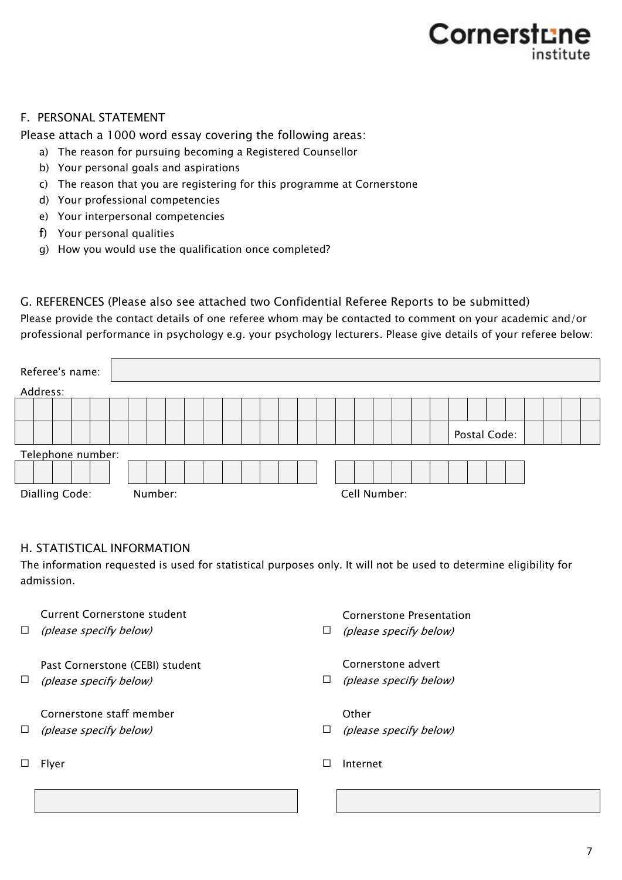## F. PERSONAL STATEMENT

Please attach a 1000 word essay covering the following areas:

a) The reason for pursuing becoming a Registered Counsellor
b) Your personal goals and aspirations
c) The reason that you are registering for this programme at Cornerstone
d) Your professional competencies
e) Your interpersonal competencies
f) Your personal qualities
g) How you would use the qualification once completed?

## G. REFERENCES (Please also see attached two Confidential Referee Reports to be submitted)

Please provide the contact details of one referee whom may be contacted to comment on your academic and/or professional performance in psychology e.g. your psychology lecturers. Please give details of your referee below:

Referee's name:

Address:

Postal Code:

Telephone number:

Dialling Code: Number: Cell Number:

## H. STATISTICAL INFORMATION

The information requested is used for statistical purposes only. It will not be used to determine eligibility for admission.

☐ Current Cornerstone student *(please specify below)*

☐ Past Cornerstone (CEBI) student *(please specify below)*

☐ Cornerstone staff member *(please specify below)*

☐ Flyer

☐ Cornerstone Presentation *(please specify below)*

☐ Cornerstone advert *(please specify below)*

☐ Other *(please specify below)*

☐ Internet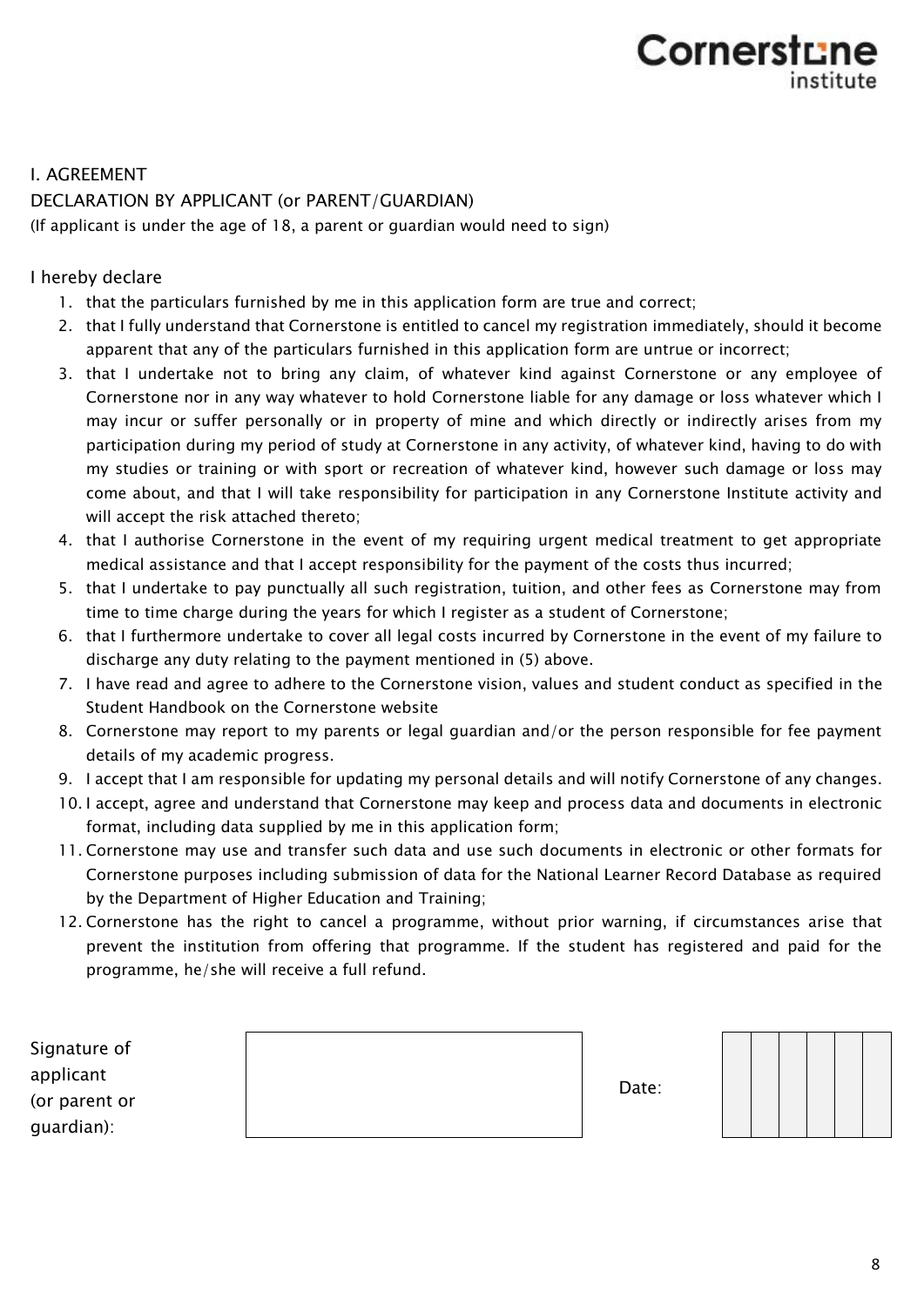## I. AGREEMENT

### DECLARATION BY APPLICANT (or PARENT/GUARDIAN)

(If applicant is under the age of 18, a parent or guardian would need to sign)

I hereby declare

1. that the particulars furnished by me in this application form are true and correct;
2. that I fully understand that Cornerstone is entitled to cancel my registration immediately, should it become apparent that any of the particulars furnished in this application form are untrue or incorrect;
3. that I undertake not to bring any claim, of whatever kind against Cornerstone or any employee of Cornerstone nor in any way whatever to hold Cornerstone liable for any damage or loss whatever which I may incur or suffer personally or in property of mine and which directly or indirectly arises from my participation during my period of study at Cornerstone in any activity, of whatever kind, having to do with my studies or training or with sport or recreation of whatever kind, however such damage or loss may come about, and that I will take responsibility for participation in any Cornerstone Institute activity and will accept the risk attached thereto;
4. that I authorise Cornerstone in the event of my requiring urgent medical treatment to get appropriate medical assistance and that I accept responsibility for the payment of the costs thus incurred;
5. that I undertake to pay punctually all such registration, tuition, and other fees as Cornerstone may from time to time charge during the years for which I register as a student of Cornerstone;
6. that I furthermore undertake to cover all legal costs incurred by Cornerstone in the event of my failure to discharge any duty relating to the payment mentioned in (5) above.
7. I have read and agree to adhere to the Cornerstone vision, values and student conduct as specified in the Student Handbook on the Cornerstone website
8. Cornerstone may report to my parents or legal guardian and/or the person responsible for fee payment details of my academic progress.
9. I accept that I am responsible for updating my personal details and will notify Cornerstone of any changes.
10. I accept, agree and understand that Cornerstone may keep and process data and documents in electronic format, including data supplied by me in this application form;
11. Cornerstone may use and transfer such data and use such documents in electronic or other formats for Cornerstone purposes including submission of data for the National Learner Record Database as required by the Department of Higher Education and Training;
12. Cornerstone has the right to cancel a programme, without prior warning, if circumstances arise that prevent the institution from offering that programme. If the student has registered and paid for the programme, he/she will receive a full refund.

| Signature of applicant (or parent or guardian): | | Date: | | | | | | |
|---|---|---|---|---|---|---|---|---|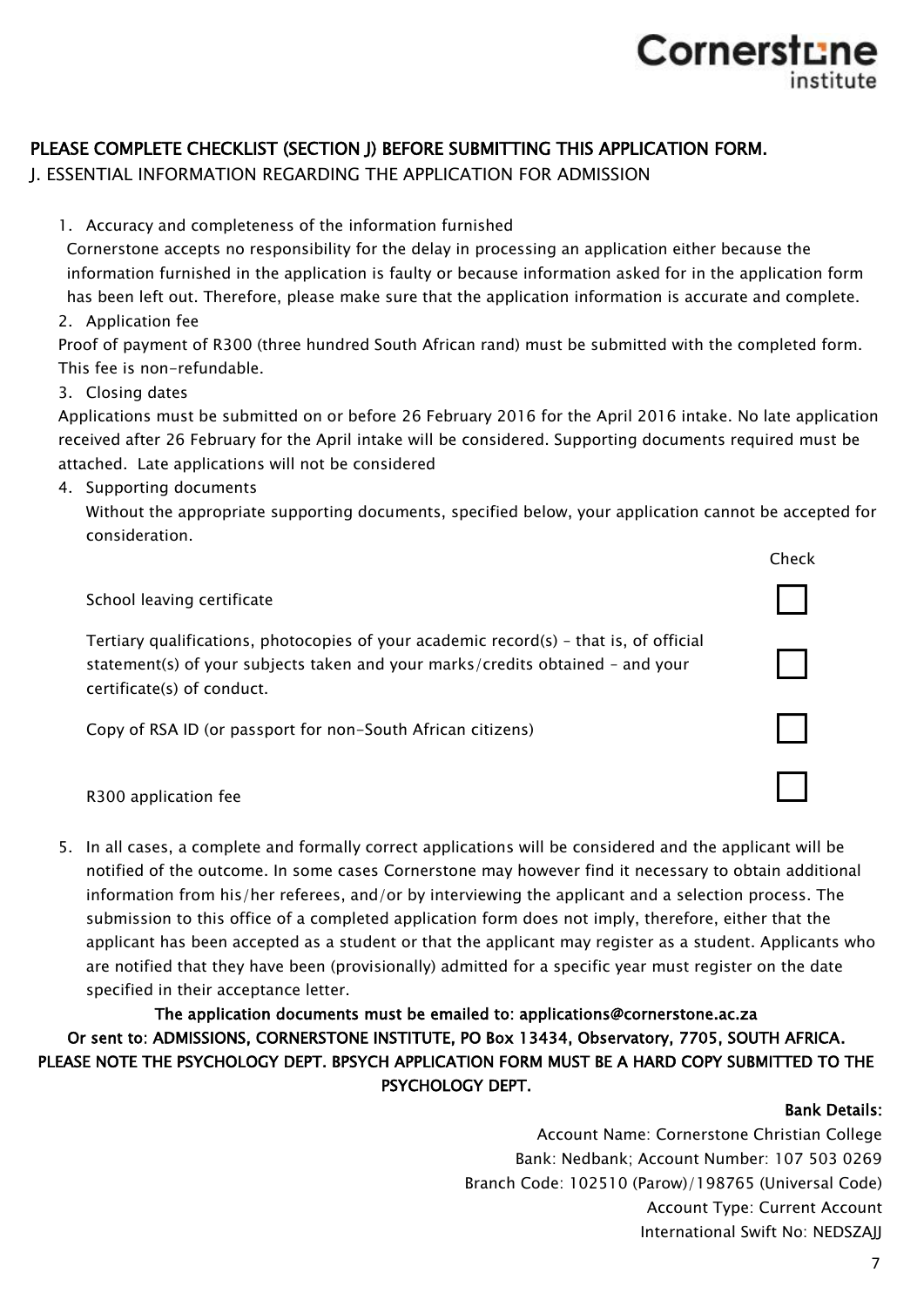**PLEASE COMPLETE CHECKLIST (SECTION J) BEFORE SUBMITTING THIS APPLICATION FORM.**

J. ESSENTIAL INFORMATION REGARDING THE APPLICATION FOR ADMISSION

1. Accuracy and completeness of the information furnished

   Cornerstone accepts no responsibility for the delay in processing an application either because the information furnished in the application is faulty or because information asked for in the application form has been left out. Therefore, please make sure that the application information is accurate and complete.

2. Application fee

   Proof of payment of R300 (three hundred South African rand) must be submitted with the completed form. This fee is non-refundable.

3. Closing dates

   Applications must be submitted on or before 26 February 2016 for the April 2016 intake. No late application received after 26 February for the April intake will be considered. Supporting documents required must be attached. Late applications will not be considered

4. Supporting documents

   Without the appropriate supporting documents, specified below, your application cannot be accepted for consideration.

| | Check |
|---|---|
| School leaving certificate | ☐ |
| Tertiary qualifications, photocopies of your academic record(s) – that is, of official statement(s) of your subjects taken and your marks/credits obtained – and your certificate(s) of conduct. | ☐ |
| Copy of RSA ID (or passport for non-South African citizens) | ☐ |
| R300 application fee | ☐ |

5. In all cases, a complete and formally correct applications will be considered and the applicant will be notified of the outcome. In some cases Cornerstone may however find it necessary to obtain additional information from his/her referees, and/or by interviewing the applicant and a selection process. The submission to this office of a completed application form does not imply, therefore, either that the applicant has been accepted as a student or that the applicant may register as a student. Applicants who are notified that they have been (provisionally) admitted for a specific year must register on the date specified in their acceptance letter.

**The application documents must be emailed to: applications@cornerstone.ac.za**

**Or sent to: ADMISSIONS, CORNERSTONE INSTITUTE, PO Box 13434, Observatory, 7705, SOUTH AFRICA.**

**PLEASE NOTE THE PSYCHOLOGY DEPT. BPSYCH APPLICATION FORM MUST BE A HARD COPY SUBMITTED TO THE PSYCHOLOGY DEPT.**

**Bank Details:**

Account Name: Cornerstone Christian College

Bank: Nedbank; Account Number: 107 503 0269

Branch Code: 102510 (Parow)/198765 (Universal Code)

Account Type: Current Account

International Swift No: NEDSZAJJ